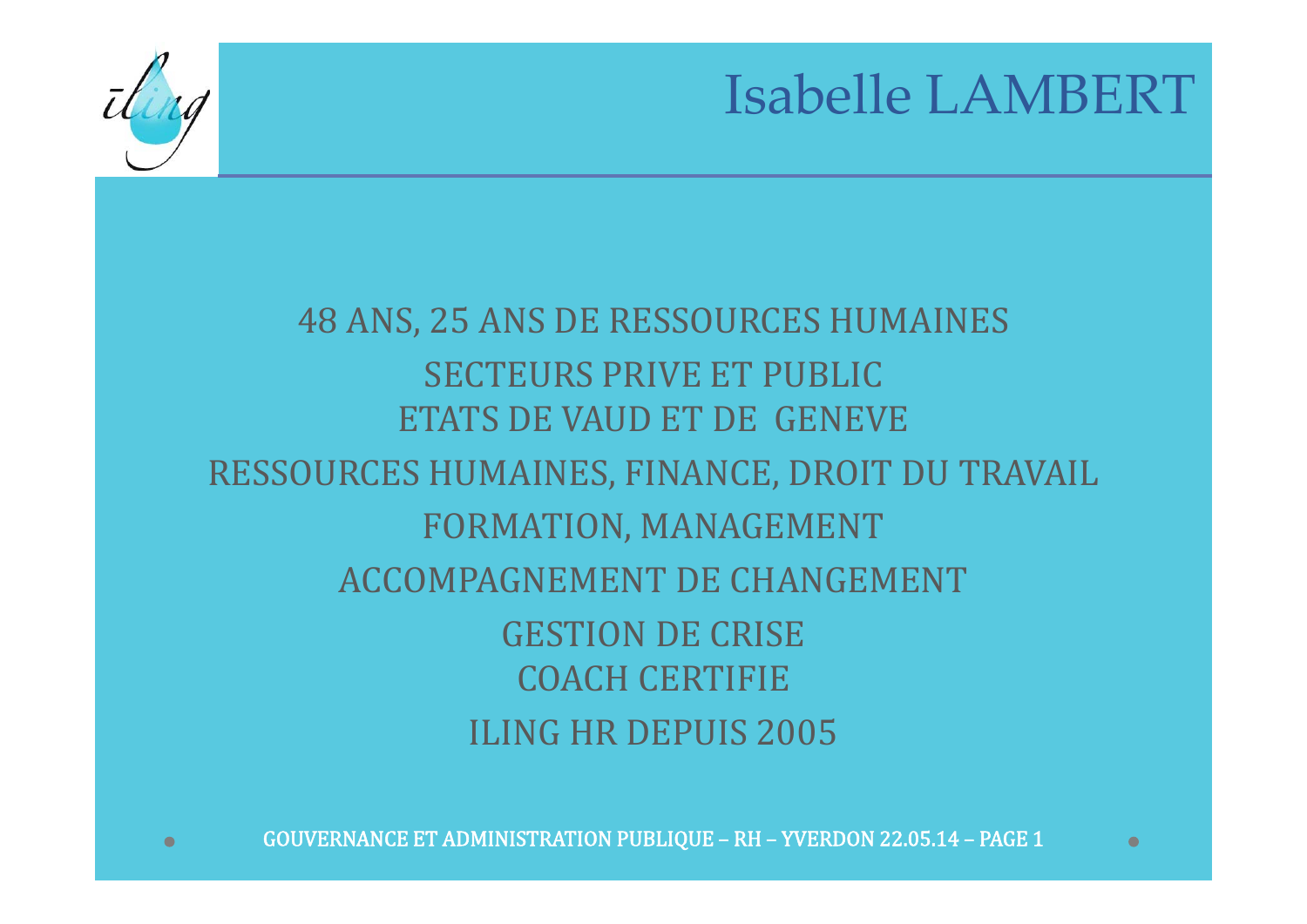# Isabelle LAMBERT

48 ANS, 25 ANS DE RESSOURCES HUMAINES

SECTEURS PRIVE ET PUBLIC

ETATS DE VAUD ET DE GENEVE

RESSOURCES HUMAINES, FINANCE, DROIT DU TRAVAIL

FORMATION, MANAGEMENT

ACCOMPAGNEMENT DE CHANGEMENT

GESTION DE CRISE

COACH CERTIFIE

ILING HR DEPUIS 2005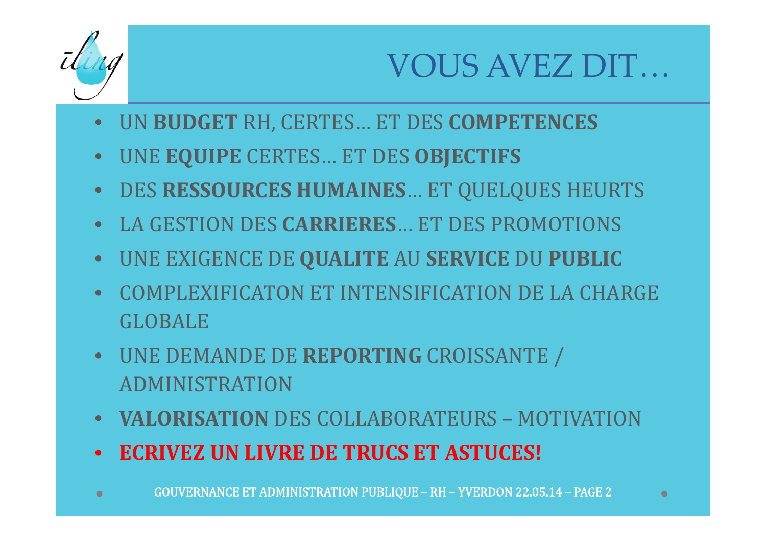# VOUS AVEZ DIT…

- UN **BUDGET** RH, CERTES… ET DES **COMPETENCES**
- UNE **EQUIPE** CERTES… ET DES **OBJECTIFS**
- DES **RESSOURCES HUMAINES**… ET QUELQUES HEURTS
- LA GESTION DES **CARRIERES**… ET DES PROMOTIONS
- UNE EXIGENCE DE **QUALITE** AU **SERVICE** DU **PUBLIC**
- COMPLEXIFICATON ET INTENSIFICATION DE LA CHARGE GLOBALE
- UNE DEMANDE DE **REPORTING** CROISSANTE / ADMINISTRATION
- **VALORISATION** DES COLLABORATEURS – MOTIVATION
- **ECRIVEZ UN LIVRE DE TRUCS ET ASTUCES!**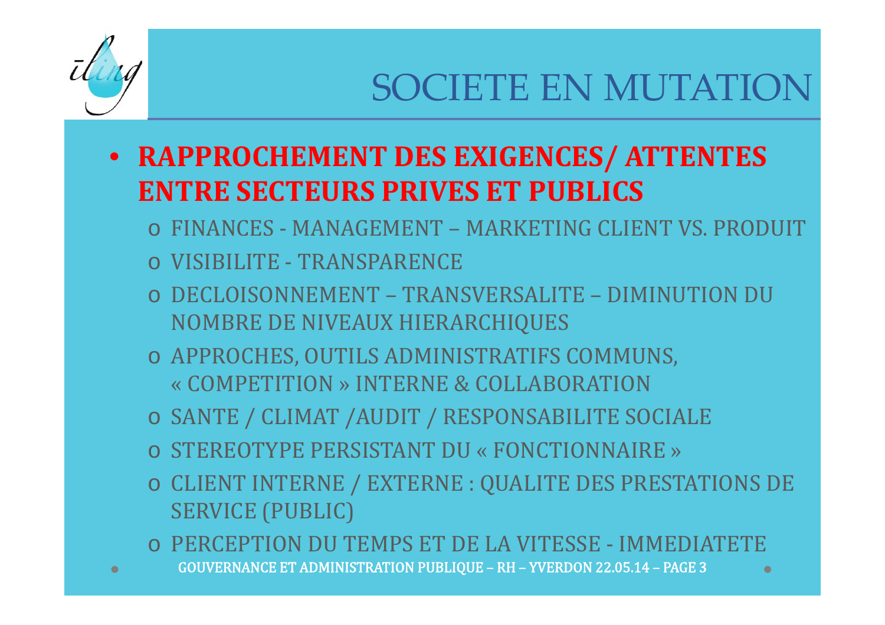# SOCIETE EN MUTATION

- **RAPPROCHEMENT DES EXIGENCES/ ATTENTES ENTRE SECTEURS PRIVES ET PUBLICS**
  - FINANCES - MANAGEMENT – MARKETING CLIENT VS. PRODUIT
  - VISIBILITE - TRANSPARENCE
  - DECLOISONNEMENT – TRANSVERSALITE – DIMINUTION DU NOMBRE DE NIVEAUX HIERARCHIQUES
  - APPROCHES, OUTILS ADMINISTRATIFS COMMUNS, « COMPETITION » INTERNE & COLLABORATION
  - SANTE / CLIMAT /AUDIT / RESPONSABILITE SOCIALE
  - STEREOTYPE PERSISTANT DU « FONCTIONNAIRE »
  - CLIENT INTERNE / EXTERNE : QUALITE DES PRESTATIONS DE SERVICE (PUBLIC)
  - PERCEPTION DU TEMPS ET DE LA VITESSE - IMMEDIATETE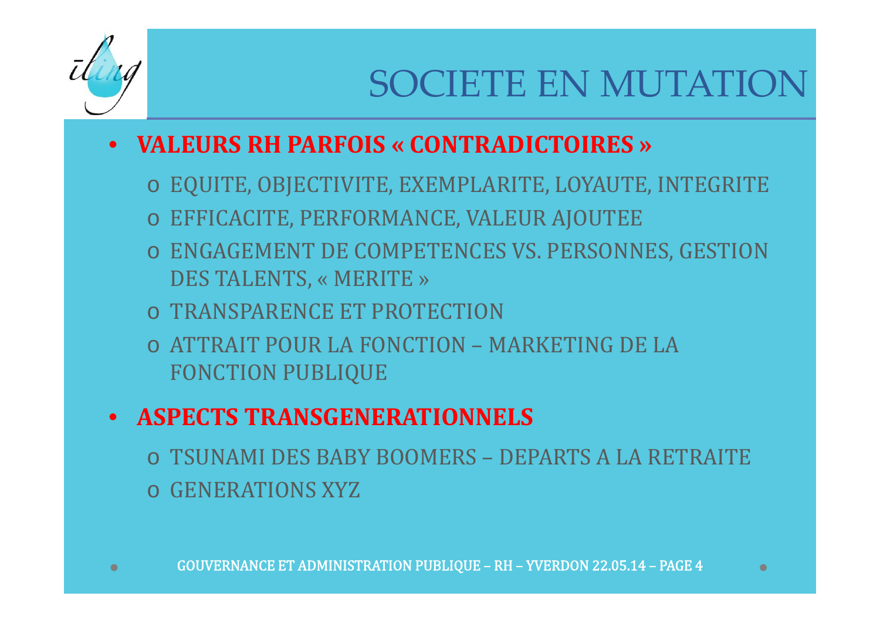# SOCIETE EN MUTATION

- **VALEURS RH PARFOIS « CONTRADICTOIRES »**
  - EQUITE, OBJECTIVITE, EXEMPLARITE, LOYAUTE, INTEGRITE
  - EFFICACITE, PERFORMANCE, VALEUR AJOUTEE
  - ENGAGEMENT DE COMPETENCES VS. PERSONNES, GESTION DES TALENTS, « MERITE »
  - TRANSPARENCE ET PROTECTION
  - ATTRAIT POUR LA FONCTION – MARKETING DE LA FONCTION PUBLIQUE
- **ASPECTS TRANSGENERATIONNELS**
  - TSUNAMI DES BABY BOOMERS – DEPARTS A LA RETRAITE
  - GENERATIONS XYZ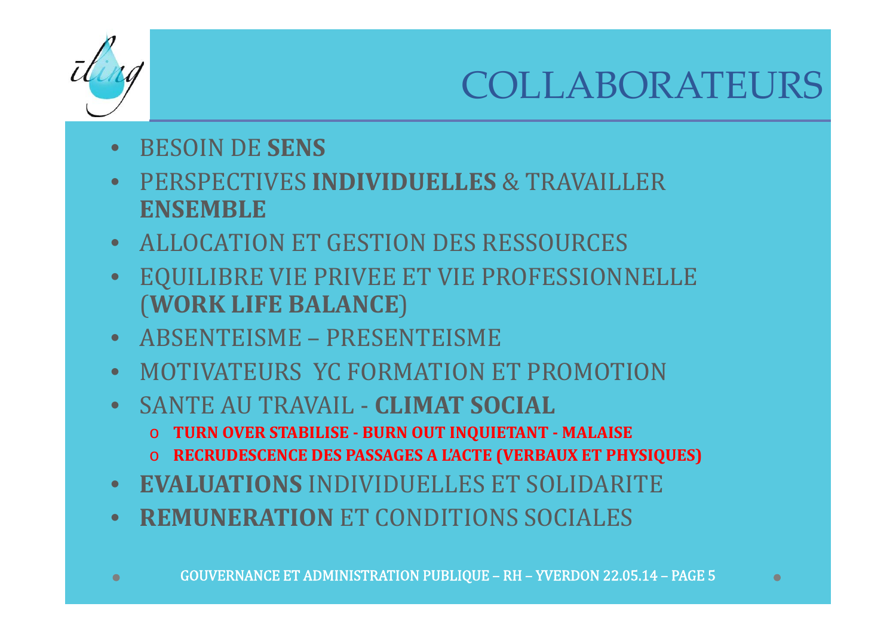# COLLABORATEURS

- BESOIN DE **SENS**
- PERSPECTIVES **INDIVIDUELLES** & TRAVAILLER **ENSEMBLE**
- ALLOCATION ET GESTION DES RESSOURCES
- EQUILIBRE VIE PRIVEE ET VIE PROFESSIONNELLE (**WORK LIFE BALANCE**)
- ABSENTEISME – PRESENTEISME
- MOTIVATEURS YC FORMATION ET PROMOTION
- SANTE AU TRAVAIL - **CLIMAT SOCIAL**
  - **TURN OVER STABILISE - BURN OUT INQUIETANT - MALAISE**
  - **RECRUDESCENCE DES PASSAGES A L'ACTE (VERBAUX ET PHYSIQUES)**
- **EVALUATIONS** INDIVIDUELLES ET SOLIDARITE
- **REMUNERATION** ET CONDITIONS SOCIALES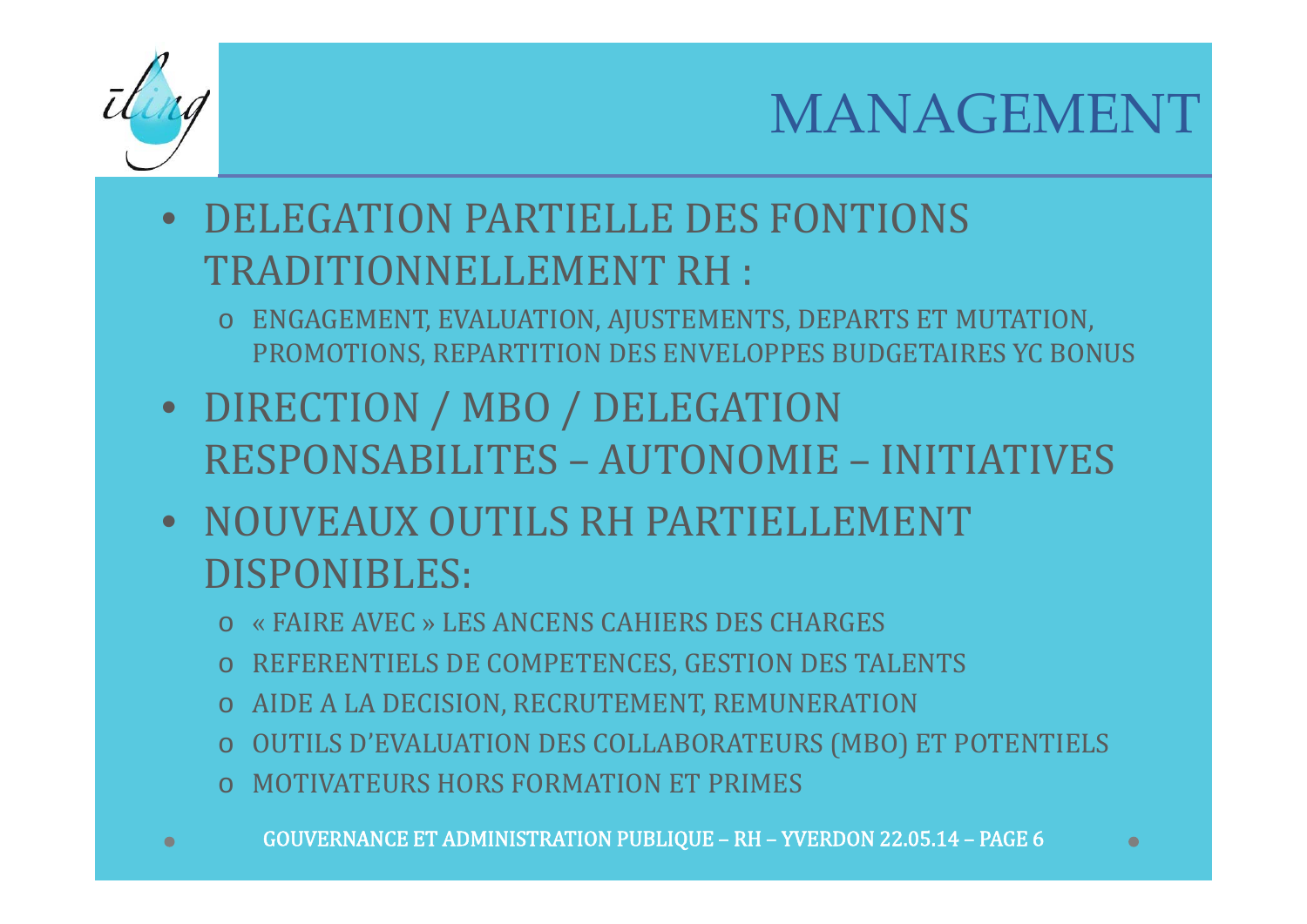# MANAGEMENT

- DELEGATION PARTIELLE DES FONTIONS TRADITIONNELLEMENT RH :
  - ENGAGEMENT, EVALUATION, AJUSTEMENTS, DEPARTS ET MUTATION, PROMOTIONS, REPARTITION DES ENVELOPPES BUDGETAIRES YC BONUS
- DIRECTION / MBO / DELEGATION RESPONSABILITES – AUTONOMIE – INITIATIVES
- NOUVEAUX OUTILS RH PARTIELLEMENT DISPONIBLES:
  - « FAIRE AVEC » LES ANCENS CAHIERS DES CHARGES
  - REFERENTIELS DE COMPETENCES, GESTION DES TALENTS
  - AIDE A LA DECISION, RECRUTEMENT, REMUNERATION
  - OUTILS D'EVALUATION DES COLLABORATEURS (MBO) ET POTENTIELS
  - MOTIVATEURS HORS FORMATION ET PRIMES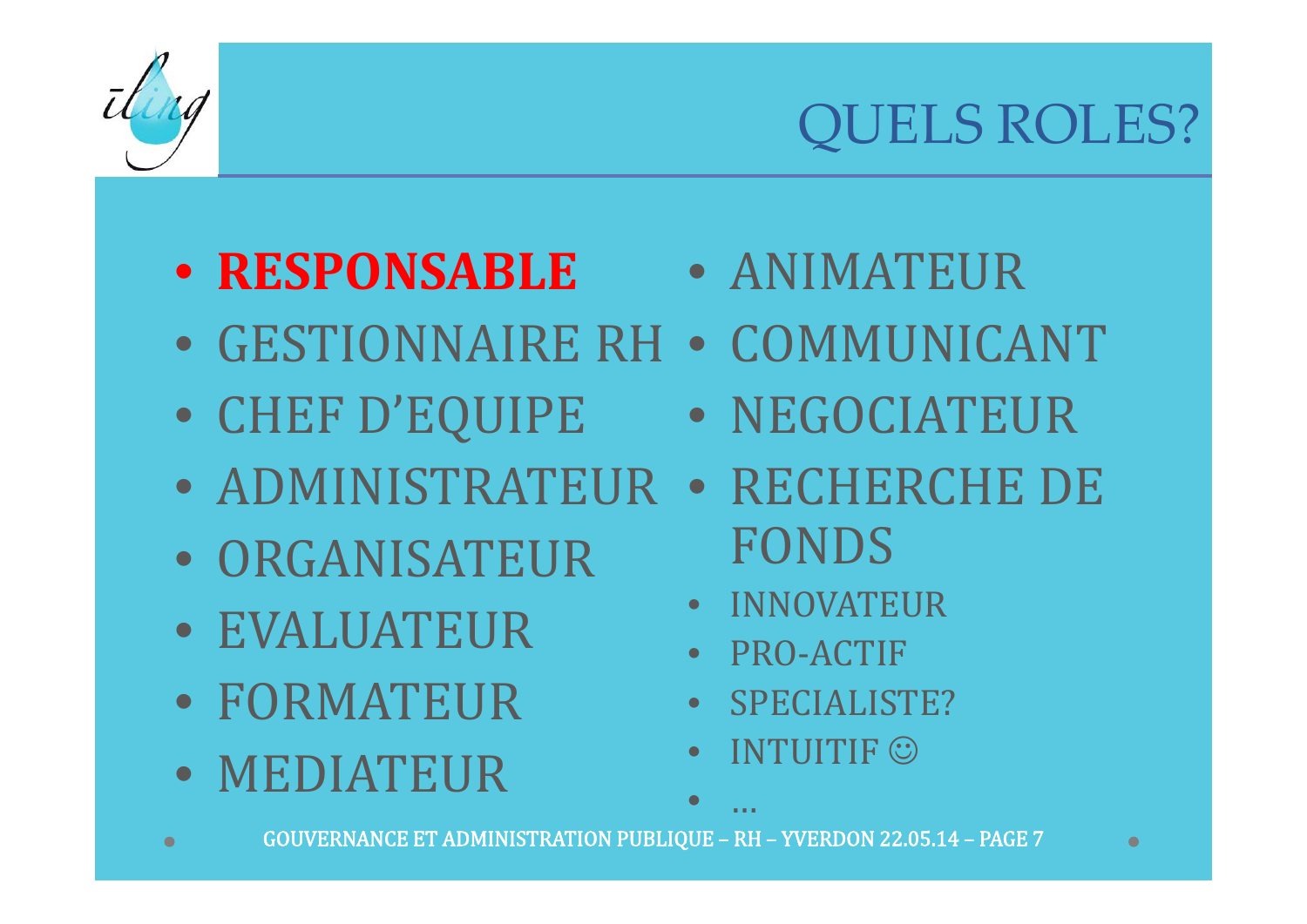# QUELS ROLES?

- **RESPONSABLE**
- GESTIONNAIRE RH
- CHEF D'EQUIPE
- ADMINISTRATEUR
- ORGANISATEUR
- EVALUATEUR
- FORMATEUR
- MEDIATEUR
- ANIMATEUR
- COMMUNICANT
- NEGOCIATEUR
- RECHERCHE DE FONDS
- INNOVATEUR
- PRO-ACTIF
- SPECIALISTE?
- INTUITIF ☺
- …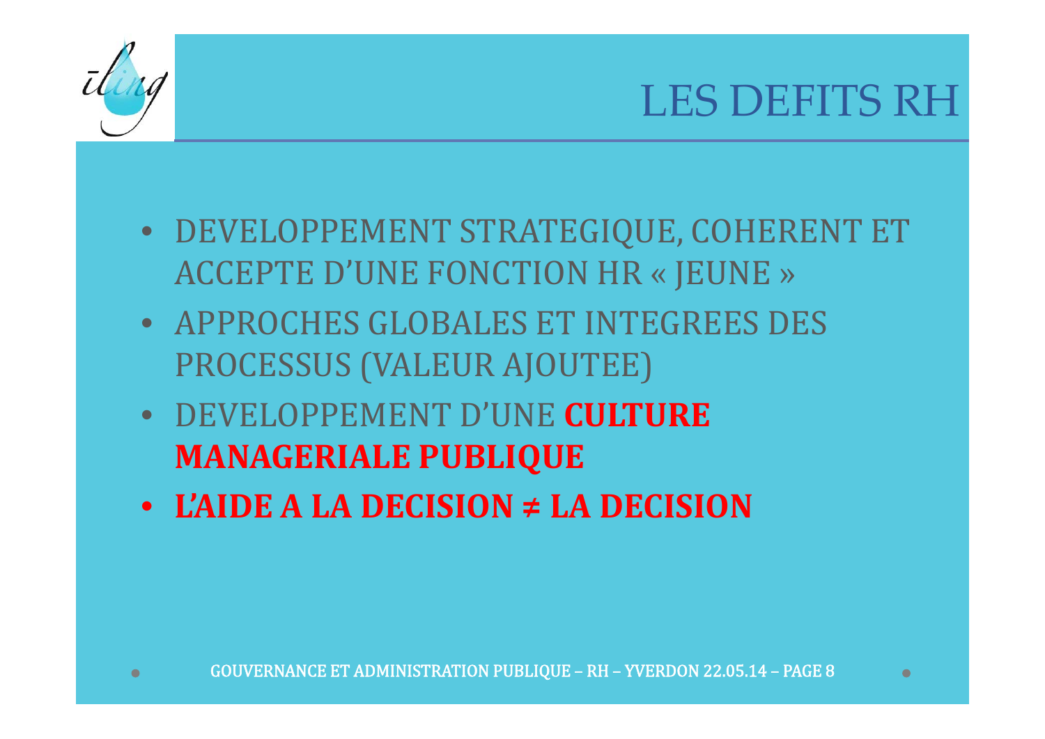# LES DEFITS RH

- DEVELOPPEMENT STRATEGIQUE, COHERENT ET ACCEPTE D'UNE FONCTION HR « JEUNE »
- APPROCHES GLOBALES ET INTEGREES DES PROCESSUS (VALEUR AJOUTEE)
- DEVELOPPEMENT D'UNE **CULTURE MANAGERIALE PUBLIQUE**
- **L'AIDE A LA DECISION ≠ LA DECISION**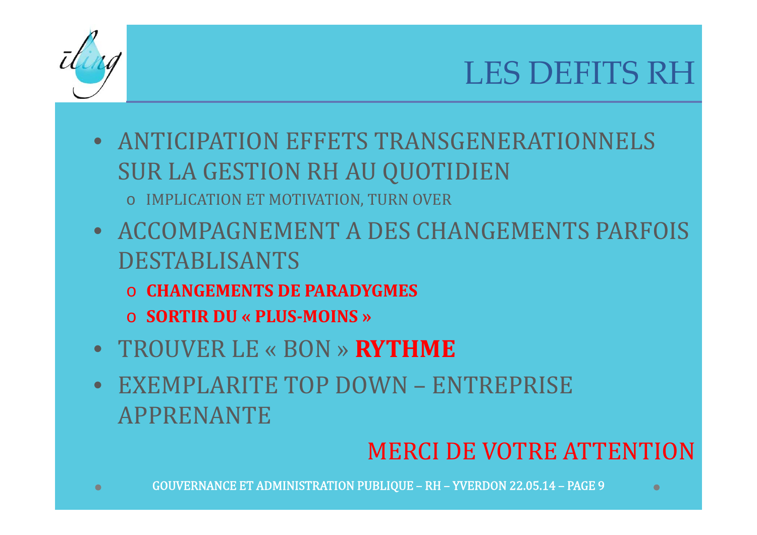# LES DEFITS RH

- ANTICIPATION EFFETS TRANSGENERATIONNELS SUR LA GESTION RH AU QUOTIDIEN
  - IMPLICATION ET MOTIVATION, TURN OVER
- ACCOMPAGNEMENT A DES CHANGEMENTS PARFOIS DESTABLISANTS
  - **CHANGEMENTS DE PARADYGMES**
  - **SORTIR DU « PLUS-MOINS »**
- TROUVER LE « BON » **RYTHME**
- EXEMPLARITE TOP DOWN – ENTREPRISE APPRENANTE

MERCI DE VOTRE ATTENTION